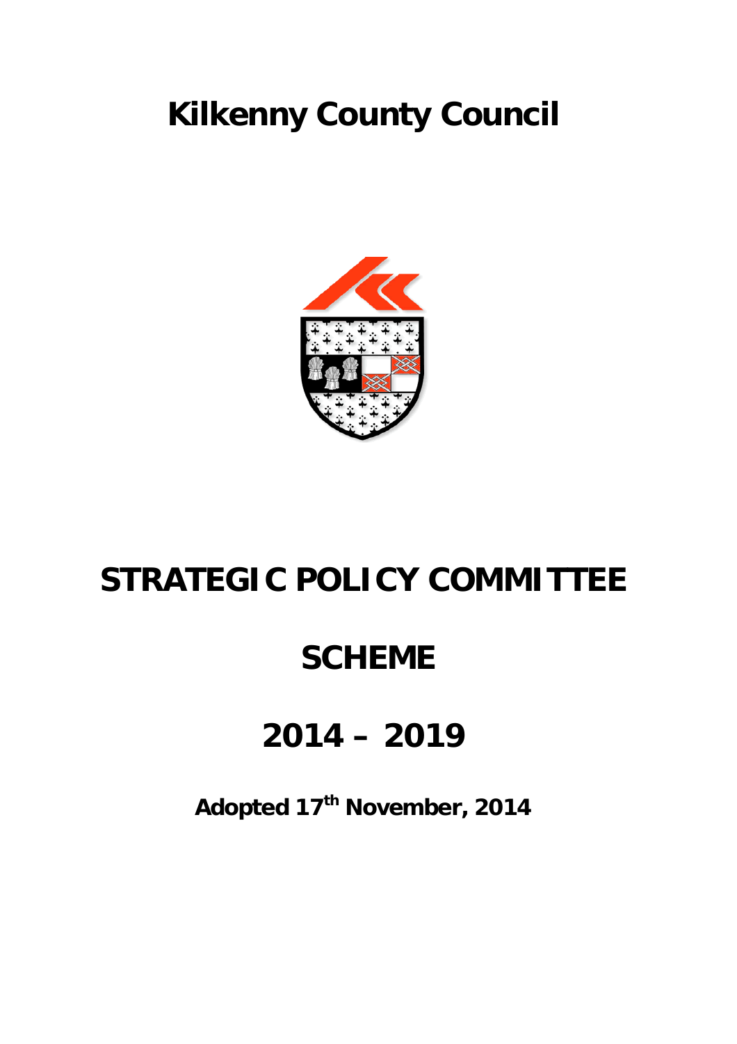# Kilkenny County Council

# STRATEGIC POLICY COMMITTEE

# SCHEME

# 2014 – 2019

**Adopted 17th November, 2014**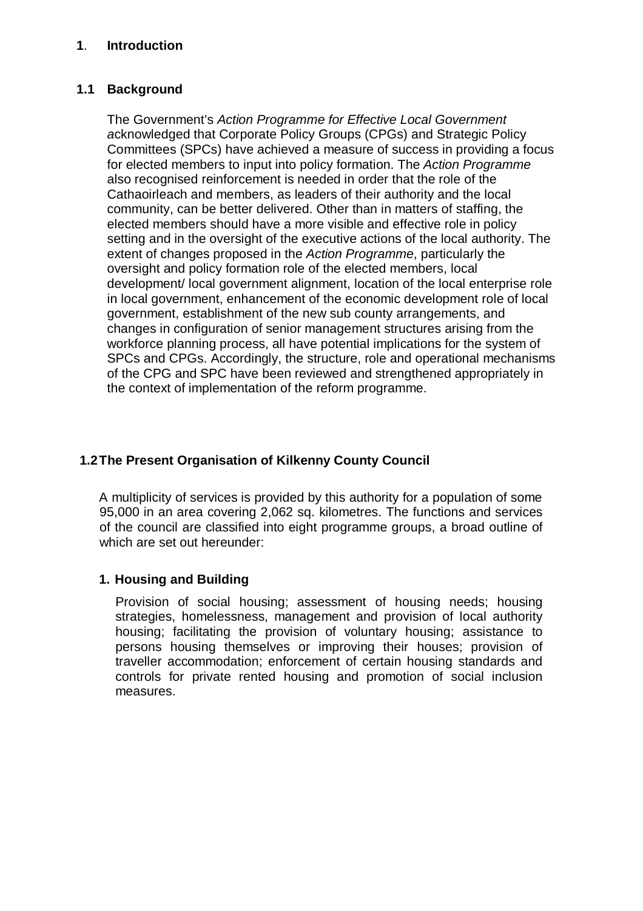# 1. Introduction

## 1.1 Background

The Government's *Action Programme for Effective Local Government* acknowledged that Corporate Policy Groups (CPGs) and Strategic Policy Committees (SPCs) have achieved a measure of success in providing a focus for elected members to input into policy formation. The *Action Programme* also recognised reinforcement is needed in order that the role of the Cathaoirleach and members, as leaders of their authority and the local community, can be better delivered. Other than in matters of staffing, the elected members should have a more visible and effective role in policy setting and in the oversight of the executive actions of the local authority. The extent of changes proposed in the *Action Programme*, particularly the oversight and policy formation role of the elected members, local development/ local government alignment, location of the local enterprise role in local government, enhancement of the economic development role of local government, establishment of the new sub county arrangements, and changes in configuration of senior management structures arising from the workforce planning process, all have potential implications for the system of SPCs and CPGs. Accordingly, the structure, role and operational mechanisms of the CPG and SPC have been reviewed and strengthened appropriately in the context of implementation of the reform programme.

## 1.2 The Present Organisation of Kilkenny County Council

A multiplicity of services is provided by this authority for a population of some 95,000 in an area covering 2,062 sq. kilometres. The functions and services of the council are classified into eight programme groups, a broad outline of which are set out hereunder:

### 1. Housing and Building

Provision of social housing; assessment of housing needs; housing strategies, homelessness, management and provision of local authority housing; facilitating the provision of voluntary housing; assistance to persons housing themselves or improving their houses; provision of traveller accommodation; enforcement of certain housing standards and controls for private rented housing and promotion of social inclusion measures.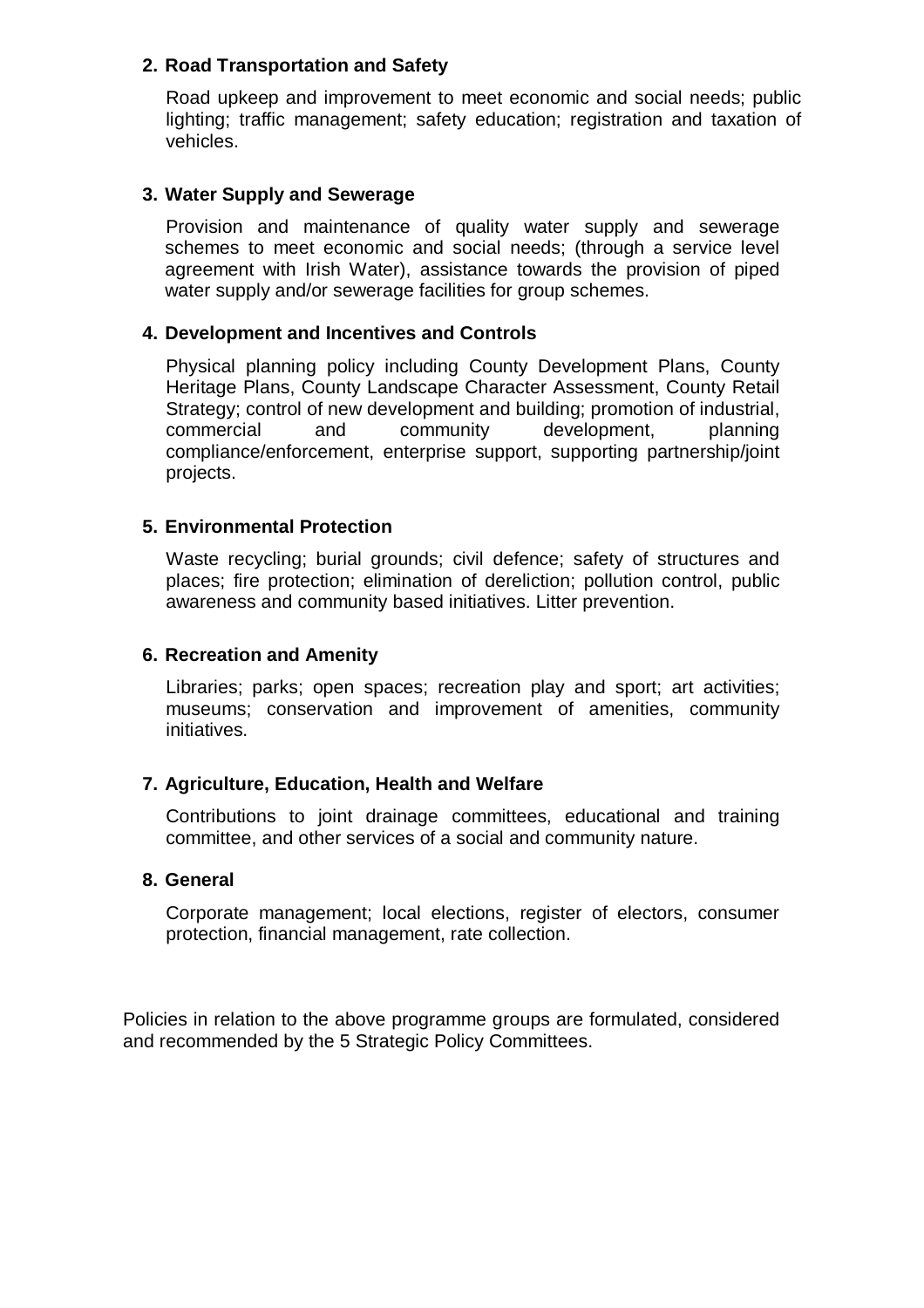**2. Road Transportation and Safety**

Road upkeep and improvement to meet economic and social needs; public lighting; traffic management; safety education; registration and taxation of vehicles.

**3. Water Supply and Sewerage**

Provision and maintenance of quality water supply and sewerage schemes to meet economic and social needs; (through a service level agreement with Irish Water), assistance towards the provision of piped water supply and/or sewerage facilities for group schemes.

**4. Development and Incentives and Controls**

Physical planning policy including County Development Plans, County Heritage Plans, County Landscape Character Assessment, County Retail Strategy; control of new development and building; promotion of industrial, commercial and community development, planning compliance/enforcement, enterprise support, supporting partnership/joint projects.

**5. Environmental Protection**

Waste recycling; burial grounds; civil defence; safety of structures and places; fire protection; elimination of dereliction; pollution control, public awareness and community based initiatives. Litter prevention.

**6. Recreation and Amenity**

Libraries; parks; open spaces; recreation play and sport; art activities; museums; conservation and improvement of amenities, community initiatives.

**7. Agriculture, Education, Health and Welfare**

Contributions to joint drainage committees, educational and training committee, and other services of a social and community nature.

**8. General**

Corporate management; local elections, register of electors, consumer protection, financial management, rate collection.

Policies in relation to the above programme groups are formulated, considered and recommended by the 5 Strategic Policy Committees.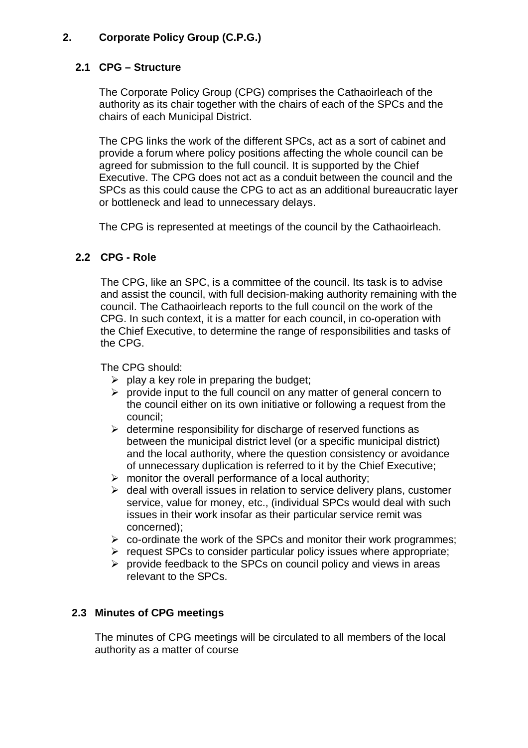## 2. Corporate Policy Group (C.P.G.)

### 2.1 CPG – Structure

The Corporate Policy Group (CPG) comprises the Cathaoirleach of the authority as its chair together with the chairs of each of the SPCs and the chairs of each Municipal District.

The CPG links the work of the different SPCs, act as a sort of cabinet and provide a forum where policy positions affecting the whole council can be agreed for submission to the full council. It is supported by the Chief Executive. The CPG does not act as a conduit between the council and the SPCs as this could cause the CPG to act as an additional bureaucratic layer or bottleneck and lead to unnecessary delays.

The CPG is represented at meetings of the council by the Cathaoirleach.

### 2.2 CPG - Role

The CPG, like an SPC, is a committee of the council. Its task is to advise and assist the council, with full decision-making authority remaining with the council. The Cathaoirleach reports to the full council on the work of the CPG. In such context, it is a matter for each council, in co-operation with the Chief Executive, to determine the range of responsibilities and tasks of the CPG.

The CPG should:

- play a key role in preparing the budget;
- provide input to the full council on any matter of general concern to the council either on its own initiative or following a request from the council;
- determine responsibility for discharge of reserved functions as between the municipal district level (or a specific municipal district) and the local authority, where the question consistency or avoidance of unnecessary duplication is referred to it by the Chief Executive;
- monitor the overall performance of a local authority;
- deal with overall issues in relation to service delivery plans, customer service, value for money, etc., (individual SPCs would deal with such issues in their work insofar as their particular service remit was concerned);
- co-ordinate the work of the SPCs and monitor their work programmes;
- request SPCs to consider particular policy issues where appropriate;
- provide feedback to the SPCs on council policy and views in areas relevant to the SPCs.

### 2.3 Minutes of CPG meetings

The minutes of CPG meetings will be circulated to all members of the local authority as a matter of course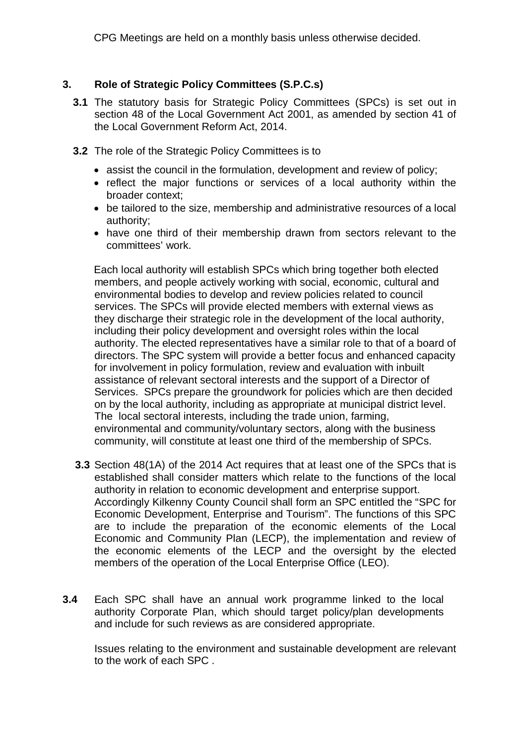CPG Meetings are held on a monthly basis unless otherwise decided.

## 3. Role of Strategic Policy Committees (S.P.C.s)

**3.1** The statutory basis for Strategic Policy Committees (SPCs) is set out in section 48 of the Local Government Act 2001, as amended by section 41 of the Local Government Reform Act, 2014.

**3.2** The role of the Strategic Policy Committees is to

- assist the council in the formulation, development and review of policy;
- reflect the major functions or services of a local authority within the broader context;
- be tailored to the size, membership and administrative resources of a local authority;
- have one third of their membership drawn from sectors relevant to the committees' work.

Each local authority will establish SPCs which bring together both elected members, and people actively working with social, economic, cultural and environmental bodies to develop and review policies related to council services. The SPCs will provide elected members with external views as they discharge their strategic role in the development of the local authority, including their policy development and oversight roles within the local authority. The elected representatives have a similar role to that of a board of directors. The SPC system will provide a better focus and enhanced capacity for involvement in policy formulation, review and evaluation with inbuilt assistance of relevant sectoral interests and the support of a Director of Services. SPCs prepare the groundwork for policies which are then decided on by the local authority, including as appropriate at municipal district level. The local sectoral interests, including the trade union, farming, environmental and community/voluntary sectors, along with the business community, will constitute at least one third of the membership of SPCs.

**3.3** Section 48(1A) of the 2014 Act requires that at least one of the SPCs that is established shall consider matters which relate to the functions of the local authority in relation to economic development and enterprise support. Accordingly Kilkenny County Council shall form an SPC entitled the "SPC for Economic Development, Enterprise and Tourism". The functions of this SPC are to include the preparation of the economic elements of the Local Economic and Community Plan (LECP), the implementation and review of the economic elements of the LECP and the oversight by the elected members of the operation of the Local Enterprise Office (LEO).

**3.4** Each SPC shall have an annual work programme linked to the local authority Corporate Plan, which should target policy/plan developments and include for such reviews as are considered appropriate.

Issues relating to the environment and sustainable development are relevant to the work of each SPC .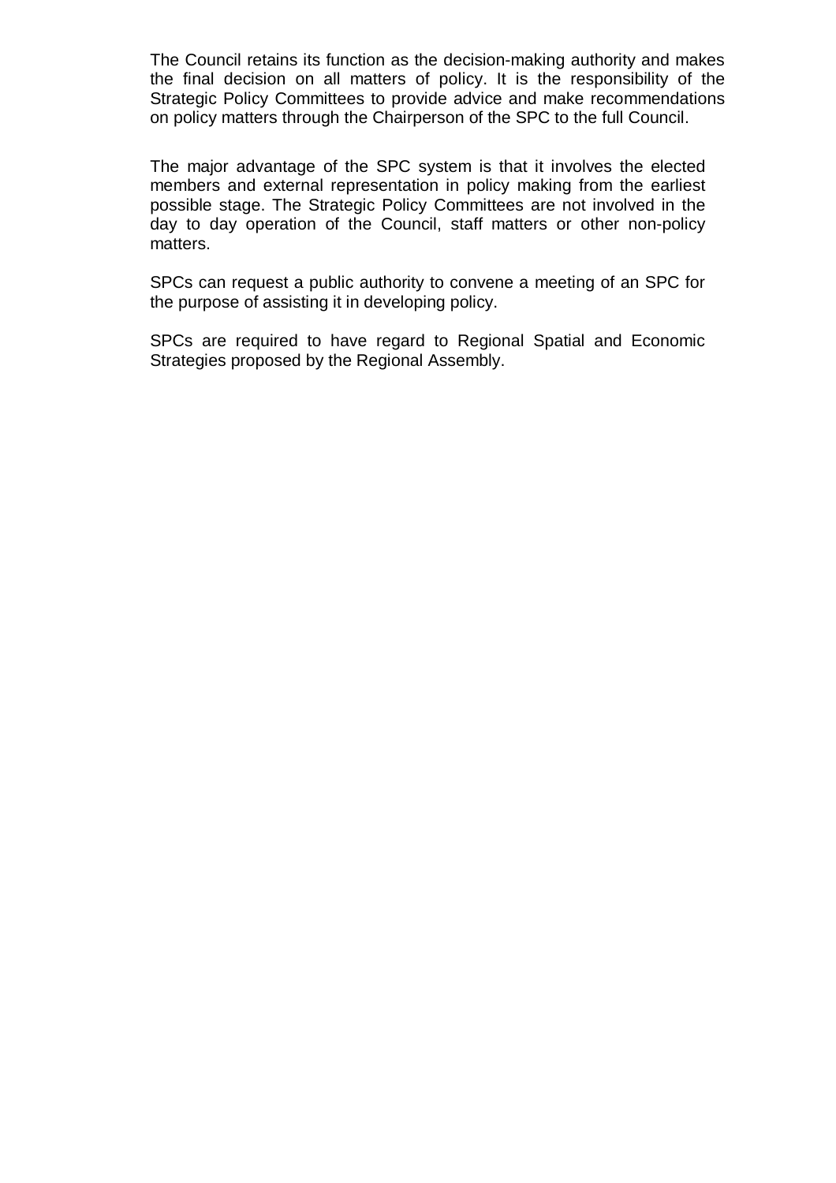The Council retains its function as the decision-making authority and makes the final decision on all matters of policy. It is the responsibility of the Strategic Policy Committees to provide advice and make recommendations on policy matters through the Chairperson of the SPC to the full Council.

The major advantage of the SPC system is that it involves the elected members and external representation in policy making from the earliest possible stage. The Strategic Policy Committees are not involved in the day to day operation of the Council, staff matters or other non-policy matters.

SPCs can request a public authority to convene a meeting of an SPC for the purpose of assisting it in developing policy.

SPCs are required to have regard to Regional Spatial and Economic Strategies proposed by the Regional Assembly.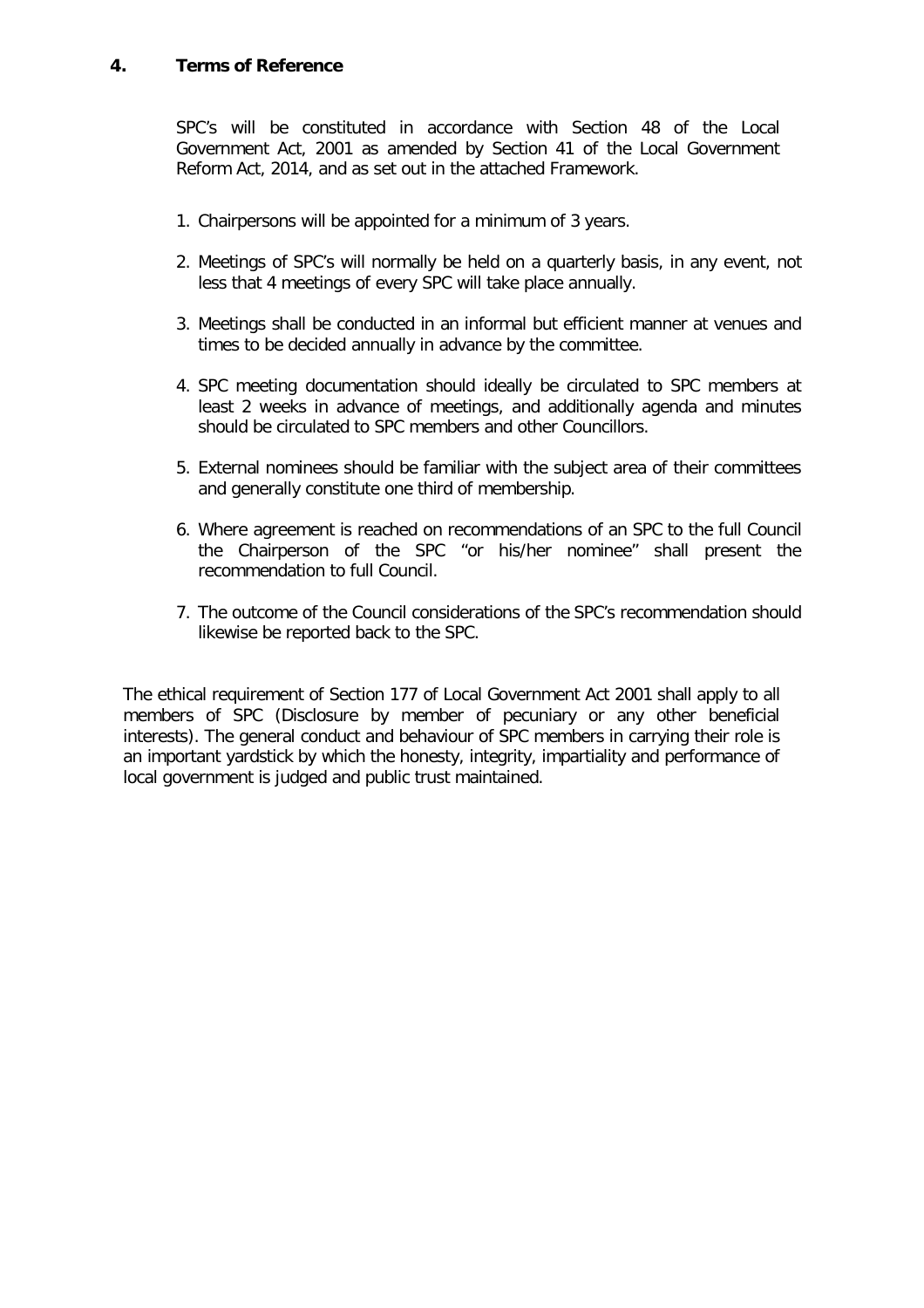## 4. Terms of Reference

SPC's will be constituted in accordance with Section 48 of the Local Government Act, 2001 as amended by Section 41 of the Local Government Reform Act, 2014, and as set out in the attached Framework.

1. Chairpersons will be appointed for a minimum of 3 years.
2. Meetings of SPC's will normally be held on a quarterly basis, in any event, not less that 4 meetings of every SPC will take place annually.
3. Meetings shall be conducted in an informal but efficient manner at venues and times to be decided annually in advance by the committee.
4. SPC meeting documentation should ideally be circulated to SPC members at least 2 weeks in advance of meetings, and additionally agenda and minutes should be circulated to SPC members and other Councillors.
5. External nominees should be familiar with the subject area of their committees and generally constitute one third of membership.
6. Where agreement is reached on recommendations of an SPC to the full Council the Chairperson of the SPC "or his/her nominee" shall present the recommendation to full Council.
7. The outcome of the Council considerations of the SPC's recommendation should likewise be reported back to the SPC.

The ethical requirement of Section 177 of Local Government Act 2001 shall apply to all members of SPC (Disclosure by member of pecuniary or any other beneficial interests). The general conduct and behaviour of SPC members in carrying their role is an important yardstick by which the honesty, integrity, impartiality and performance of local government is judged and public trust maintained.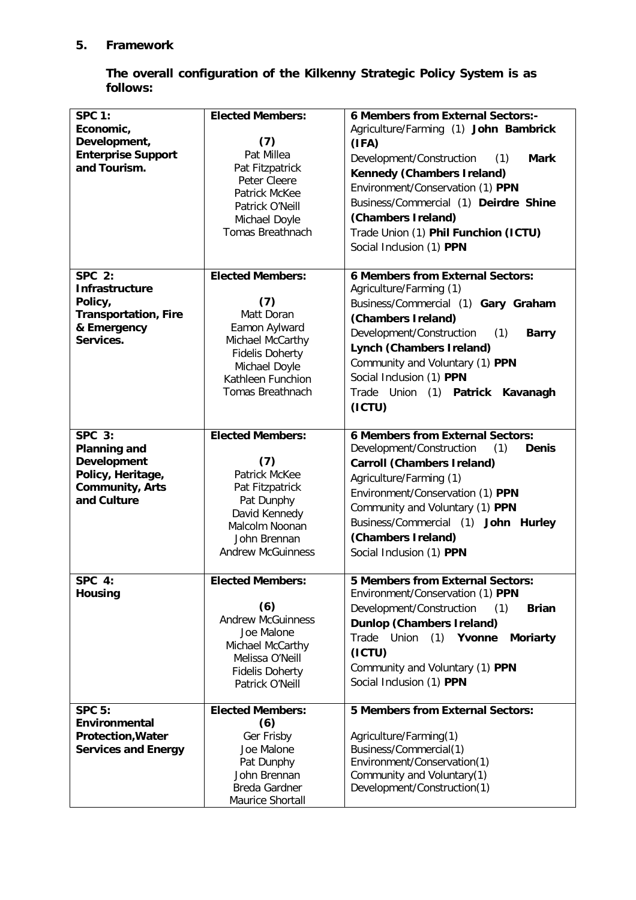## 5. Framework

**The overall configuration of the Kilkenny Strategic Policy System is as follows:**

| | | |
|---|---|---|
| **SPC 1: Economic, Development, Enterprise Support and Tourism.** | **Elected Members:** **(7)** Pat Millea, Pat Fitzpatrick, Peter Cleere, Patrick McKee, Patrick O'Neill, Michael Doyle, Tomas Breathnach | **6 Members from External Sectors:-** Agriculture/Farming (1) **John Bambrick (IFA)**; Development/Construction (1) **Mark Kennedy (Chambers Ireland)**; Environment/Conservation (1) **PPN**; Business/Commercial (1) **Deirdre Shine (Chambers Ireland)**; Trade Union (1) **Phil Funchion (ICTU)**; Social Inclusion (1) **PPN** |
| **SPC 2: Infrastructure Policy, Transportation, Fire & Emergency Services.** | **Elected Members:** **(7)** Matt Doran, Eamon Aylward, Michael McCarthy, Fidelis Doherty, Michael Doyle, Kathleen Funchion, Tomas Breathnach | **6 Members from External Sectors:** Agriculture/Farming (1); Business/Commercial (1) **Gary Graham (Chambers Ireland)**; Development/Construction (1) **Barry Lynch (Chambers Ireland)**; Community and Voluntary (1) **PPN**; Social Inclusion (1) **PPN**; Trade Union (1) **Patrick Kavanagh (ICTU)** |
| **SPC 3: Planning and Development Policy, Heritage, Community, Arts and Culture** | **Elected Members:** **(7)** Patrick McKee, Pat Fitzpatrick, Pat Dunphy, David Kennedy, Malcolm Noonan, John Brennan, Andrew McGuinness | **6 Members from External Sectors:** Development/Construction (1) **Denis Carroll (Chambers Ireland)**; Agriculture/Farming (1); Environment/Conservation (1) **PPN**; Community and Voluntary (1) **PPN**; Business/Commercial (1) **John Hurley (Chambers Ireland)**; Social Inclusion (1) **PPN** |
| **SPC 4: Housing** | **Elected Members:** **(6)** Andrew McGuinness, Joe Malone, Michael McCarthy, Melissa O'Neill, Fidelis Doherty, Patrick O'Neill | **5 Members from External Sectors:** Environment/Conservation (1) **PPN**; Development/Construction (1) **Brian Dunlop (Chambers Ireland)**; Trade Union (1) **Yvonne Moriarty (ICTU)**; Community and Voluntary (1) **PPN**; Social Inclusion (1) **PPN** |
| **SPC 5: Environmental Protection, Water Services and Energy** | **Elected Members:** **(6)** Ger Frisby, Joe Malone, Pat Dunphy, John Brennan, Breda Gardner, Maurice Shortall | **5 Members from External Sectors:** Agriculture/Farming(1); Business/Commercial(1); Environment/Conservation(1); Community and Voluntary(1); Development/Construction(1) |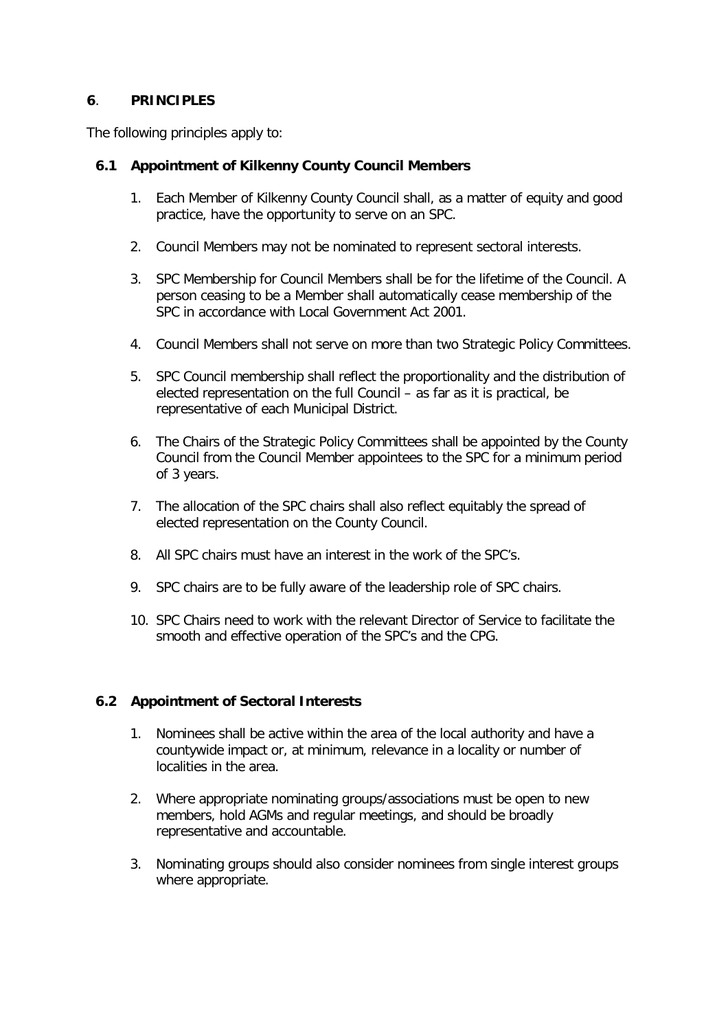## 6. PRINCIPLES

The following principles apply to:

### 6.1 Appointment of Kilkenny County Council Members

1. Each Member of Kilkenny County Council shall, as a matter of equity and good practice, have the opportunity to serve on an SPC.

2. Council Members may not be nominated to represent sectoral interests.

3. SPC Membership for Council Members shall be for the lifetime of the Council. A person ceasing to be a Member shall automatically cease membership of the SPC in accordance with Local Government Act 2001.

4. Council Members shall not serve on more than two Strategic Policy Committees.

5. SPC Council membership shall reflect the proportionality and the distribution of elected representation on the full Council – as far as it is practical, be representative of each Municipal District.

6. The Chairs of the Strategic Policy Committees shall be appointed by the County Council from the Council Member appointees to the SPC for a minimum period of 3 years.

7. The allocation of the SPC chairs shall also reflect equitably the spread of elected representation on the County Council.

8. All SPC chairs must have an interest in the work of the SPC's.

9. SPC chairs are to be fully aware of the leadership role of SPC chairs.

10. SPC Chairs need to work with the relevant Director of Service to facilitate the smooth and effective operation of the SPC's and the CPG.

### 6.2 Appointment of Sectoral Interests

1. Nominees shall be active within the area of the local authority and have a countywide impact or, at minimum, relevance in a locality or number of localities in the area.

2. Where appropriate nominating groups/associations must be open to new members, hold AGMs and regular meetings, and should be broadly representative and accountable.

3. Nominating groups should also consider nominees from single interest groups where appropriate.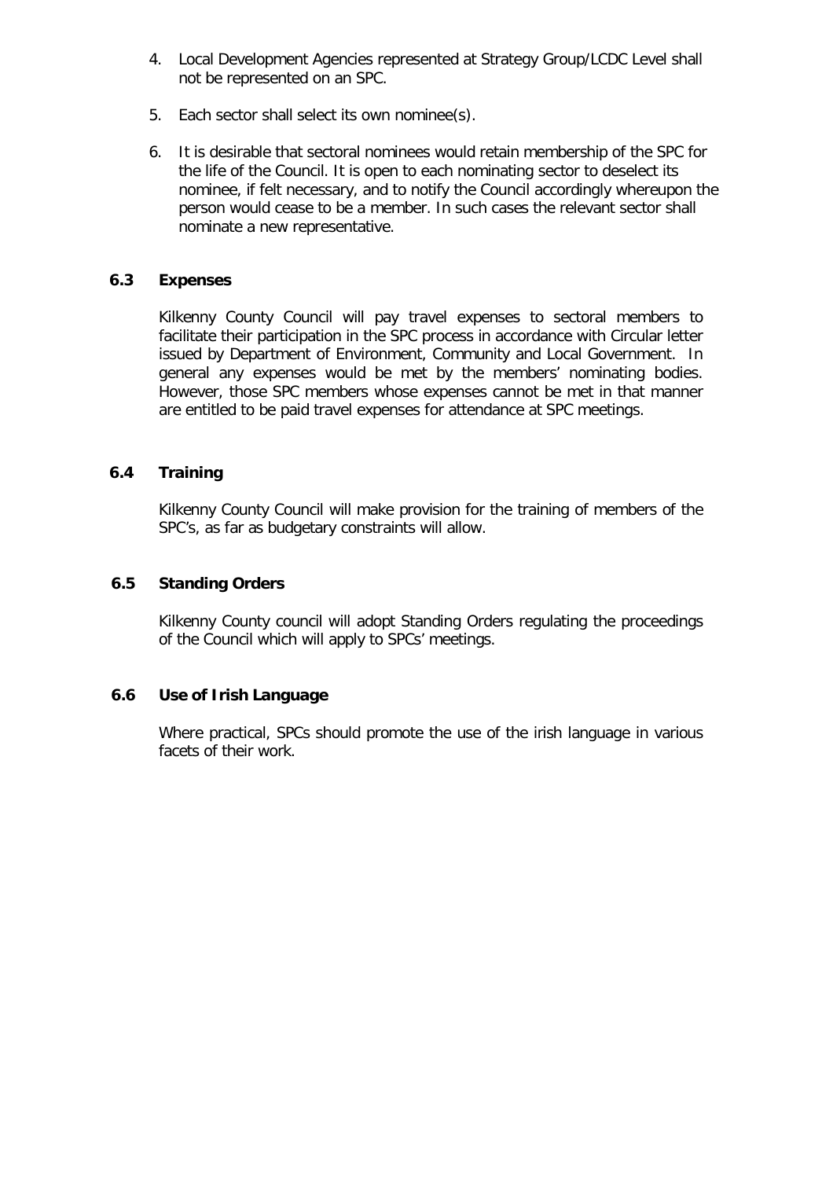4. Local Development Agencies represented at Strategy Group/LCDC Level shall not be represented on an SPC.

5. Each sector shall select its own nominee(s).

6. It is desirable that sectoral nominees would retain membership of the SPC for the life of the Council. It is open to each nominating sector to deselect its nominee, if felt necessary, and to notify the Council accordingly whereupon the person would cease to be a member. In such cases the relevant sector shall nominate a new representative.

### 6.3 Expenses

Kilkenny County Council will pay travel expenses to sectoral members to facilitate their participation in the SPC process in accordance with Circular letter issued by Department of Environment, Community and Local Government. In general any expenses would be met by the members' nominating bodies. However, those SPC members whose expenses cannot be met in that manner are entitled to be paid travel expenses for attendance at SPC meetings.

### 6.4 Training

Kilkenny County Council will make provision for the training of members of the SPC's, as far as budgetary constraints will allow.

### 6.5 Standing Orders

Kilkenny County council will adopt Standing Orders regulating the proceedings of the Council which will apply to SPCs' meetings.

### 6.6 Use of Irish Language

Where practical, SPCs should promote the use of the irish language in various facets of their work.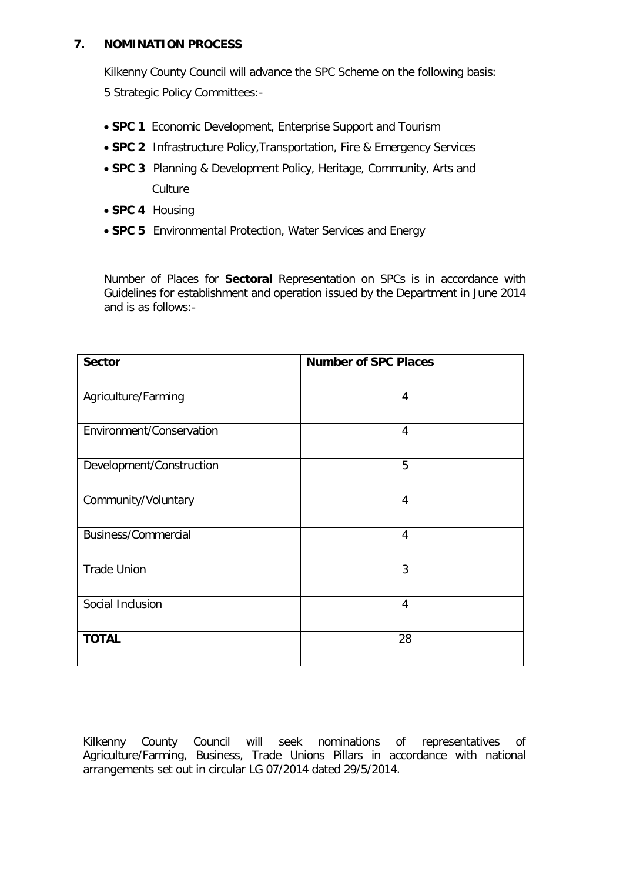## 7. NOMINATION PROCESS

Kilkenny County Council will advance the SPC Scheme on the following basis:

5 Strategic Policy Committees:-

- **SPC 1** Economic Development, Enterprise Support and Tourism
- **SPC 2** Infrastructure Policy,Transportation, Fire & Emergency Services
- **SPC 3** Planning & Development Policy, Heritage, Community, Arts and Culture
- **SPC 4** Housing
- **SPC 5** Environmental Protection, Water Services and Energy

Number of Places for **Sectoral** Representation on SPCs is in accordance with Guidelines for establishment and operation issued by the Department in June 2014 and is as follows:-

| **Sector** | **Number of SPC Places** |
|---|---|
| Agriculture/Farming | 4 |
| Environment/Conservation | 4 |
| Development/Construction | 5 |
| Community/Voluntary | 4 |
| Business/Commercial | 4 |
| Trade Union | 3 |
| Social Inclusion | 4 |
| **TOTAL** | 28 |

Kilkenny County Council will seek nominations of representatives of Agriculture/Farming, Business, Trade Unions Pillars in accordance with national arrangements set out in circular LG 07/2014 dated 29/5/2014.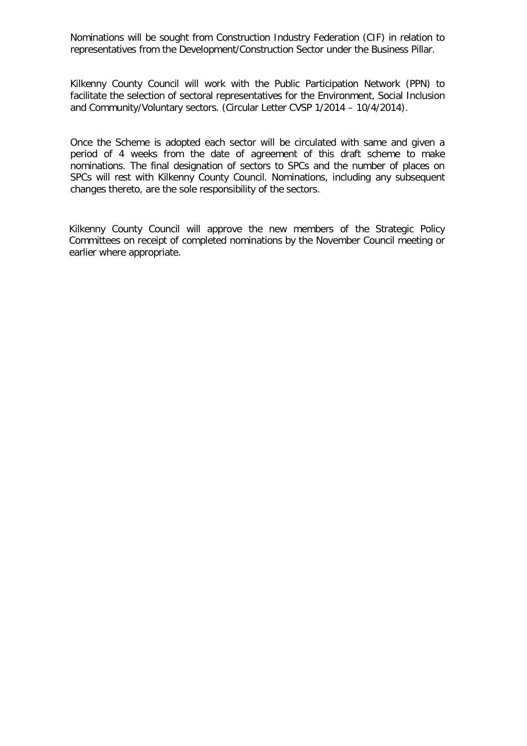Nominations will be sought from Construction Industry Federation (CIF) in relation to representatives from the Development/Construction Sector under the Business Pillar.

Kilkenny County Council will work with the Public Participation Network (PPN) to facilitate the selection of sectoral representatives for the Environment, Social Inclusion and Community/Voluntary sectors. (Circular Letter CVSP 1/2014 – 10/4/2014).

Once the Scheme is adopted each sector will be circulated with same and given a period of 4 weeks from the date of agreement of this draft scheme to make nominations. The final designation of sectors to SPCs and the number of places on SPCs will rest with Kilkenny County Council. Nominations, including any subsequent changes thereto, are the sole responsibility of the sectors.

Kilkenny County Council will approve the new members of the Strategic Policy Committees on receipt of completed nominations by the November Council meeting or earlier where appropriate.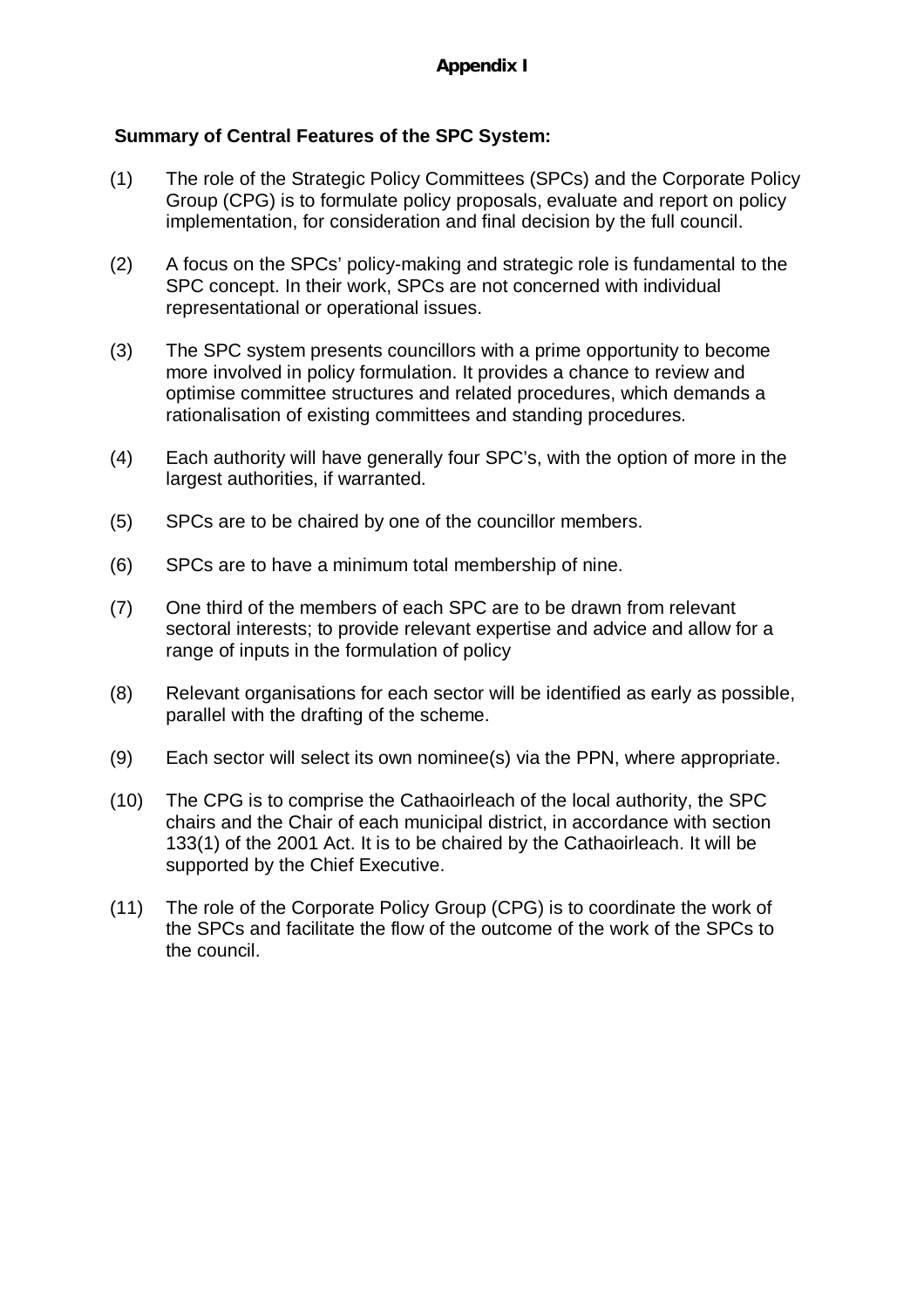**Appendix I**

**Summary of Central Features of the SPC System:**

(1) The role of the Strategic Policy Committees (SPCs) and the Corporate Policy Group (CPG) is to formulate policy proposals, evaluate and report on policy implementation, for consideration and final decision by the full council.

(2) A focus on the SPCs' policy-making and strategic role is fundamental to the SPC concept. In their work, SPCs are not concerned with individual representational or operational issues.

(3) The SPC system presents councillors with a prime opportunity to become more involved in policy formulation. It provides a chance to review and optimise committee structures and related procedures, which demands a rationalisation of existing committees and standing procedures.

(4) Each authority will have generally four SPC's, with the option of more in the largest authorities, if warranted.

(5) SPCs are to be chaired by one of the councillor members.

(6) SPCs are to have a minimum total membership of nine.

(7) One third of the members of each SPC are to be drawn from relevant sectoral interests; to provide relevant expertise and advice and allow for a range of inputs in the formulation of policy

(8) Relevant organisations for each sector will be identified as early as possible, parallel with the drafting of the scheme.

(9) Each sector will select its own nominee(s) via the PPN, where appropriate.

(10) The CPG is to comprise the Cathaoirleach of the local authority, the SPC chairs and the Chair of each municipal district, in accordance with section 133(1) of the 2001 Act. It is to be chaired by the Cathaoirleach. It will be supported by the Chief Executive.

(11) The role of the Corporate Policy Group (CPG) is to coordinate the work of the SPCs and facilitate the flow of the outcome of the work of the SPCs to the council.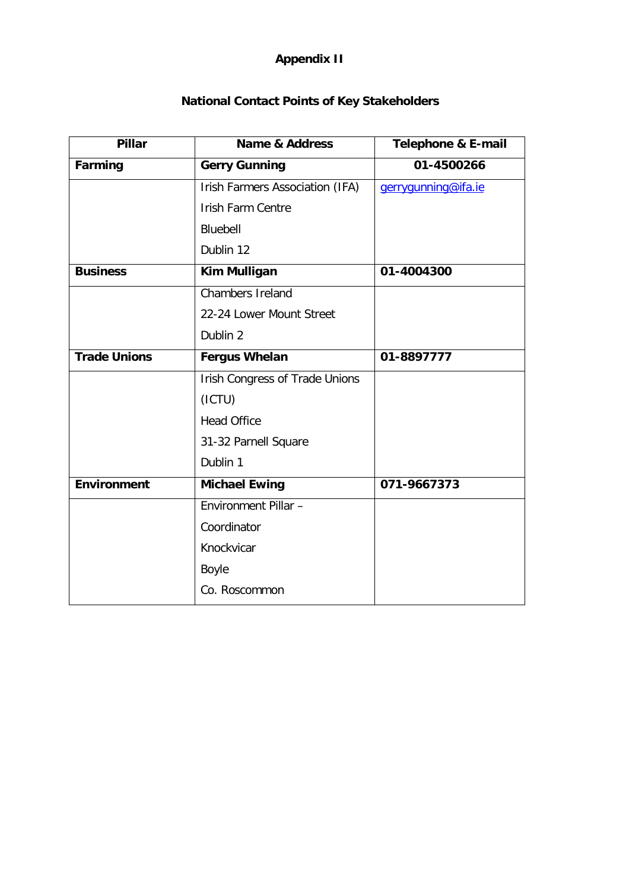# Appendix II

## National Contact Points of Key Stakeholders

| Pillar | Name & Address | Telephone & E-mail |
|---|---|---|
| **Farming** | **Gerry Gunning** | **01-4500266** |
| | Irish Farmers Association (IFA)<br>Irish Farm Centre<br>Bluebell<br>Dublin 12 | gerrygunning@ifa.ie |
| **Business** | **Kim Mulligan** | **01-4004300** |
| | Chambers Ireland<br>22-24 Lower Mount Street<br>Dublin 2 | |
| **Trade Unions** | **Fergus Whelan** | **01-8897777** |
| | Irish Congress of Trade Unions (ICTU)<br>Head Office<br>31-32 Parnell Square<br>Dublin 1 | |
| **Environment** | **Michael Ewing** | **071-9667373** |
| | Environment Pillar – Coordinator<br>Knockvicar<br>Boyle<br>Co. Roscommon | |